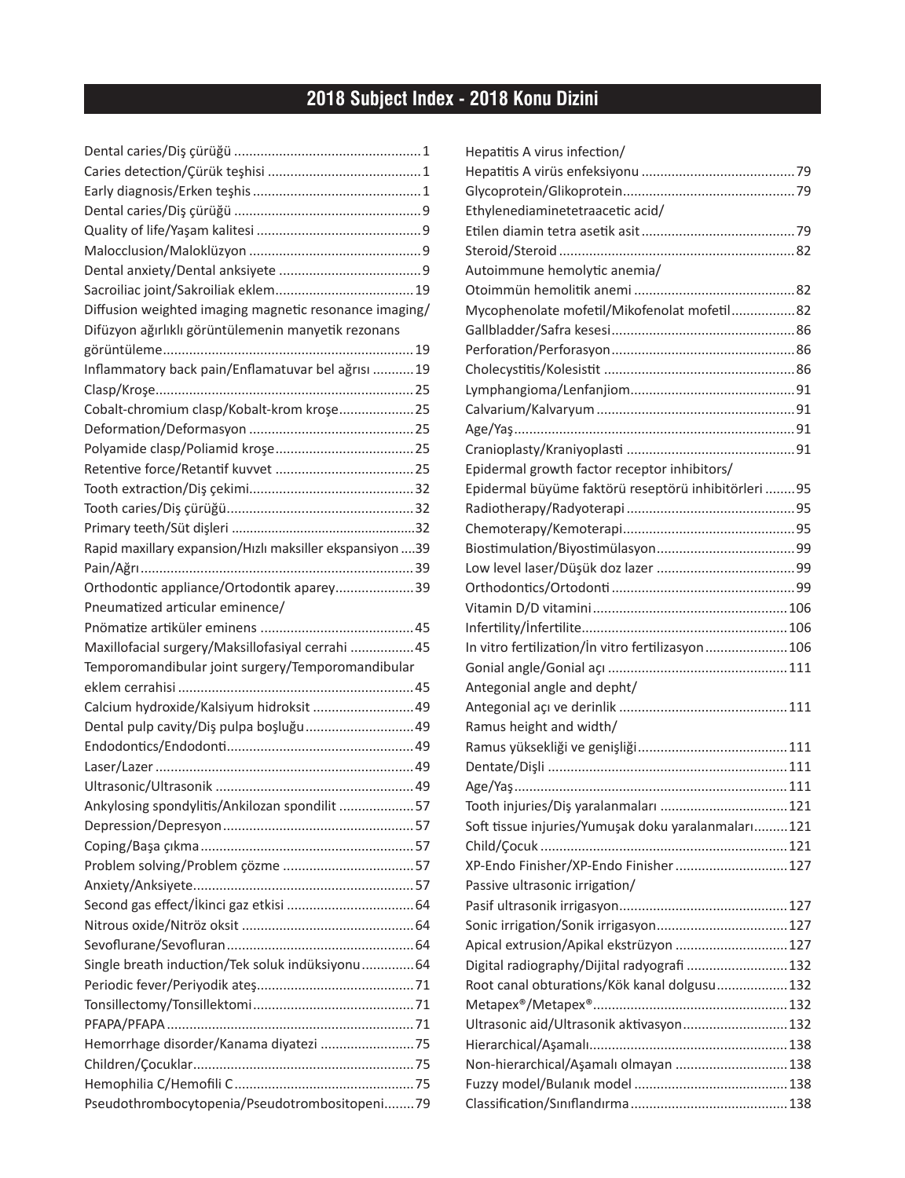# 2018 Subject Index - 2018 Konu Dizini

Dental caries/Diş çürüğü ..... 1
Caries detection/Çürük teşhisi ..... 1
Early diagnosis/Erken teşhis ..... 1
Dental caries/Diş çürüğü ..... 9
Quality of life/Yaşam kalitesi ..... 9
Malocclusion/Maloklüzyon ..... 9
Dental anxiety/Dental anksiyete ..... 9
Sacroiliac joint/Sakroiliak eklem ..... 19
Diffusion weighted imaging magnetic resonance imaging/ Difüzyon ağırlıklı görüntülemenin manyetik rezonans görüntüleme ..... 19
Inflammatory back pain/Enflamatuvar bel ağrısı ..... 19
Clasp/Kroşe ..... 25
Cobalt-chromium clasp/Kobalt-krom kroşe ..... 25
Deformation/Deformasyon ..... 25
Polyamide clasp/Poliamid kroşe ..... 25
Retentive force/Retantif kuvvet ..... 25
Tooth extraction/Diş çekimi ..... 32
Tooth caries/Diş çürüğü ..... 32
Primary teeth/Süt dişleri ..... 32
Rapid maxillary expansion/Hızlı maksiller ekspansiyon ..... 39
Pain/Ağrı ..... 39
Orthodontic appliance/Ortodontik aparey ..... 39
Pneumatized articular eminence/ Pnömatize artiküler eminens ..... 45
Maxillofacial surgery/Maksillofasiyal cerrahi ..... 45
Temporomandibular joint surgery/Temporomandibular eklem cerrahisi ..... 45
Calcium hydroxide/Kalsiyum hidroksit ..... 49
Dental pulp cavity/Diş pulpa boşluğu ..... 49
Endodontics/Endodonti ..... 49
Laser/Lazer ..... 49
Ultrasonic/Ultrasonik ..... 49
Ankylosing spondylitis/Ankilozan spondilit ..... 57
Depression/Depresyon ..... 57
Coping/Başa çıkma ..... 57
Problem solving/Problem çözme ..... 57
Anxiety/Anksiyete ..... 57
Second gas effect/İkinci gaz etkisi ..... 64
Nitrous oxide/Nitröz oksit ..... 64
Sevoflurane/Sevofluran ..... 64
Single breath induction/Tek soluk indüksiyonu ..... 64
Periodic fever/Periyodik ateş ..... 71
Tonsillectomy/Tonsillektomi ..... 71
PFAPA/PFAPA ..... 71
Hemorrhage disorder/Kanama diyatezi ..... 75
Children/Çocuklar ..... 75
Hemophilia C/Hemofili C ..... 75
Pseudothrombocytopenia/Pseudotrombositopeni ..... 79
Hepatitis A virus infection/ Hepatitis A virüs enfeksiyonu ..... 79
Glycoprotein/Glikoprotein ..... 79
Ethylenediaminetetraacetic acid/ Etilen diamin tetra asetik asit ..... 79
Steroid/Steroid ..... 82
Autoimmune hemolytic anemia/ Otoimmün hemolitik anemi ..... 82
Mycophenolate mofetil/Mikofenolat mofetil ..... 82
Gallbladder/Safra kesesi ..... 86
Perforation/Perforasyon ..... 86
Cholecystitis/Kolesistit ..... 86
Lymphangioma/Lenfanjiom ..... 91
Calvarium/Kalvaryum ..... 91
Age/Yaş ..... 91
Cranioplasty/Kraniyoplasti ..... 91
Epidermal growth factor receptor inhibitors/ Epidermal büyüme faktörü reseptörü inhibitörleri ..... 95
Radiotherapy/Radyoterapi ..... 95
Chemoterapy/Kemoterapi ..... 95
Biostimulation/Biyostimülasyon ..... 99
Low level laser/Düşük doz lazer ..... 99
Orthodontics/Ortodonti ..... 99
Vitamin D/D vitamini ..... 106
Infertility/İnfertilite ..... 106
In vitro fertilization/İn vitro fertilizasyon ..... 106
Gonial angle/Gonial açı ..... 111
Antegonial angle and depht/ Antegonial açı ve derinlik ..... 111
Ramus height and width/ Ramus yüksekliği ve genişliği ..... 111
Dentate/Dişli ..... 111
Age/Yaş ..... 111
Tooth injuries/Diş yaralanmaları ..... 121
Soft tissue injuries/Yumuşak doku yaralanmaları ..... 121
Child/Çocuk ..... 121
XP-Endo Finisher/XP-Endo Finisher ..... 127
Passive ultrasonic irrigation/ Pasif ultrasonik irrigasyon ..... 127
Sonic irrigation/Sonik irrigasyon ..... 127
Apical extrusion/Apikal ekstrüzyon ..... 127
Digital radiography/Dijital radyografi ..... 132
Root canal obturations/Kök kanal dolgusu ..... 132
Metapex®/Metapex® ..... 132
Ultrasonic aid/Ultrasonik aktivasyon ..... 132
Hierarchical/Aşamalı ..... 138
Non-hierarchical/Aşamalı olmayan ..... 138
Fuzzy model/Bulanık model ..... 138
Classification/Sınıflandırma ..... 138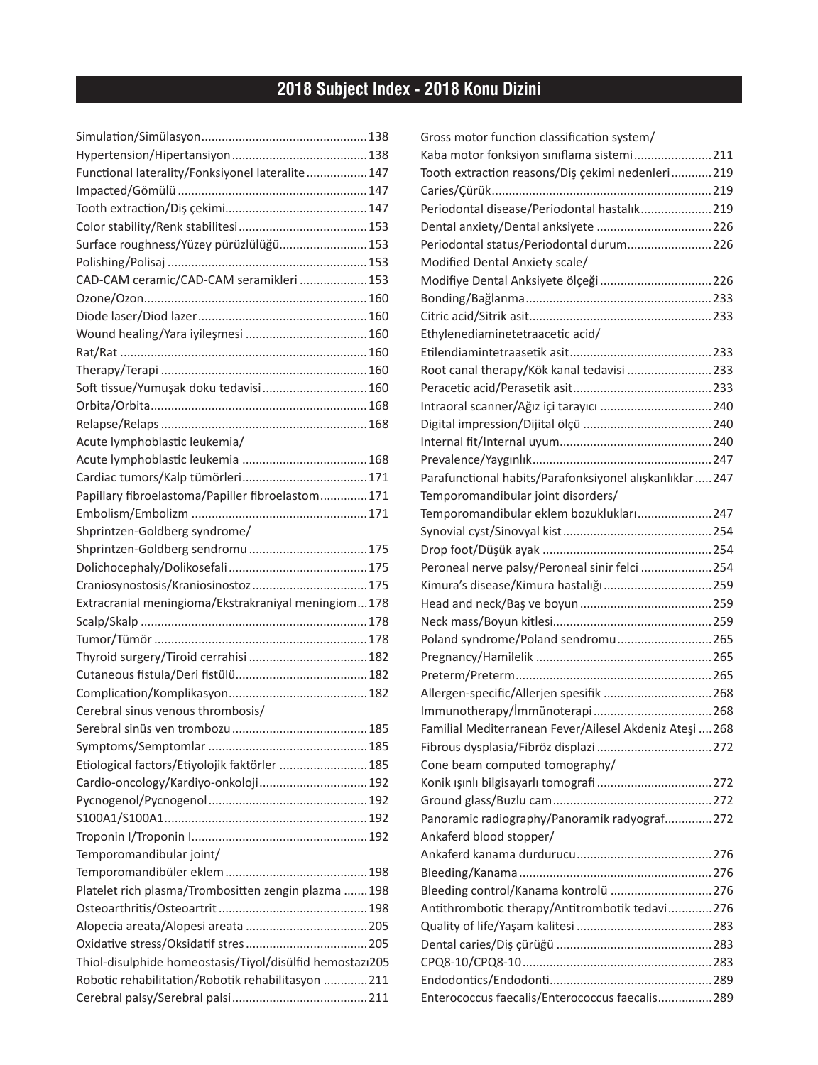# 2018 Subject Index - 2018 Konu Dizini

Simulation/Simülasyon.................................................138
Hypertension/Hipertansiyon........................................138
Functional laterality/Fonksiyonel lateralite..................147
Impacted/Gömülü........................................................147
Tooth extraction/Diş çekimi..........................................147
Color stability/Renk stabilitesi......................................153
Surface roughness/Yüzey pürüzlülüğü..........................153
Polishing/Polisaj..........................................................153
CAD-CAM ceramic/CAD-CAM seramikleri....................153
Ozone/Ozon.................................................................160
Diode laser/Diod lazer.................................................160
Wound healing/Yara iyileşmesi....................................160
Rat/Rat........................................................................160
Therapy/Terapi............................................................160
Soft tissue/Yumuşak doku tedavisi...............................160
Orbita/Orbita...............................................................168
Relapse/Relaps............................................................168
Acute lymphoblastic leukemia/
Acute lymphoblastic leukemia.....................................168
Cardiac tumors/Kalp tümörleri.....................................171
Papillary fibroelastoma/Papiller fibroelastom..............171
Embolism/Embolizm....................................................171
Shprintzen-Goldberg syndrome/
Shprintzen-Goldberg sendromu...................................175
Dolichocephaly/Dolikosefali.........................................175
Craniosynostosis/Kraniosinostoz.................................175
Extracranial meningioma/Ekstrakraniyal meningiom...178
Scalp/Skalp..................................................................178
Tumor/Tümör...............................................................178
Thyroid surgery/Tiroid cerrahisi...................................182
Cutaneous fistula/Deri fistülü......................................182
Complication/Komplikasyon.........................................182
Cerebral sinus venous thrombosis/
Serebral sinüs ven trombozu........................................185
Symptoms/Semptomlar...............................................185
Etiological factors/Etiyolojik faktörler..........................185
Cardio-oncology/Kardiyo-onkoloji................................192
Pycnogenol/Pycnogenol...............................................192
S100A1/S100A1............................................................192
Troponin I/Troponin I....................................................192
Temporomandibular joint/
Temporomandibüler eklem..........................................198
Platelet rich plasma/Trombositten zengin plazma.......198
Osteoarthritis/Osteoartrit............................................198
Alopecia areata/Alopesi areata....................................205
Oxidative stress/Oksidatif stres....................................205
Thiol-disulphide homeostasis/Tiyol/disülfid hemostazı205
Robotic rehabilitation/Robotik rehabilitasyon.............211
Cerebral palsy/Serebral palsi........................................211
Gross motor function classification system/
Kaba motor fonksiyon sınıflama sistemi.......................211
Tooth extraction reasons/Diş çekimi nedenleri............219
Caries/Çürük................................................................219
Periodontal disease/Periodontal hastalık.....................219
Dental anxiety/Dental anksiyete..................................226
Periodontal status/Periodontal durum.........................226
Modified Dental Anxiety scale/
Modifiye Dental Anksiyete ölçeği.................................226
Bonding/Bağlanma......................................................233
Citric acid/Sitrik asit.....................................................233
Ethylenediaminetetraacetic acid/
Etilendiamintetraasetik asit..........................................233
Root canal therapy/Kök kanal tedavisi.........................233
Peracetic acid/Perasetik asit.........................................233
Intraoral scanner/Ağız içi tarayıcı.................................240
Digital impression/Dijital ölçü......................................240
Internal fit/Internal uyum.............................................240
Prevalence/Yaygınlık....................................................247
Parafunctional habits/Parafonksiyonel alışkanlıklar.....247
Temporomandibular joint disorders/
Temporomandibular eklem bozuklukları......................247
Synovial cyst/Sinovyal kist............................................254
Drop foot/Düşük ayak..................................................254
Peroneal nerve palsy/Peroneal sinir felci.....................254
Kimura's disease/Kimura hastalığı................................259
Head and neck/Baş ve boyun.......................................259
Neck mass/Boyun kitlesi...............................................259
Poland syndrome/Poland sendromu............................265
Pregnancy/Hamilelik....................................................265
Preterm/Preterm..........................................................265
Allergen-specific/Allerjen spesifik................................268
Immunotherapy/İmmünoterapi...................................268
Familial Mediterranean Fever/Ailesel Akdeniz Ateşi....268
Fibrous dysplasia/Fibröz displazi..................................272
Cone beam computed tomography/
Konik ışınlı bilgisayarlı tomografi..................................272
Ground glass/Buzlu cam...............................................272
Panoramic radiography/Panoramik radyograf.............272
Ankaferd blood stopper/
Ankaferd kanama durdurucu........................................276
Bleeding/Kanama.........................................................276
Bleeding control/Kanama kontrolü..............................276
Antithrombotic therapy/Antitrombotik tedavi.............276
Quality of life/Yaşam kalitesi........................................283
Dental caries/Diş çürüğü..............................................283
CPQ8-10/CPQ8-10........................................................283
Endodontics/Endodonti................................................289
Enterococcus faecalis/Enterococcus faecalis................289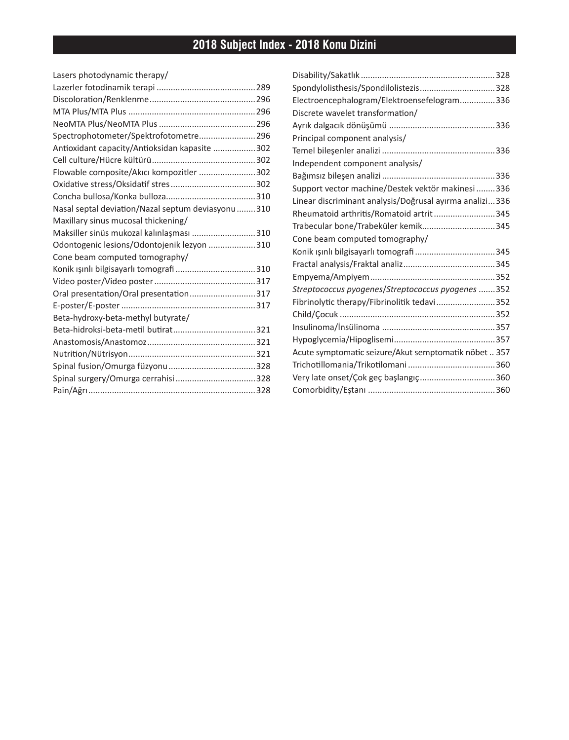# 2018 Subject Index - 2018 Konu Dizini

Lasers photodynamic therapy/
Lazerler fotodinamik terapi ..........................................289
Discoloration/Renklenme.............................................296
MTA Plus/MTA Plus ......................................................296
NeoMTA Plus/NeoMTA Plus .........................................296
Spectrophotometer/Spektrofotometre........................296
Antioxidant capacity/Antioksidan kapasite ..................302
Cell culture/Hücre kültürü............................................302
Flowable composite/Akıcı kompozitler ........................302
Oxidative stress/Oksidatif stres....................................302
Concha bullosa/Konka bulloza......................................310
Nasal septal deviation/Nazal septum deviasyonu........310
Maxillary sinus mucosal thickening/
Maksiller sinüs mukozal kalınlaşması ...........................310
Odontogenic lesions/Odontojenik lezyon ....................310
Cone beam computed tomography/
Konik ışınlı bilgisayarlı tomografi ..................................310
Video poster/Video poster...........................................317
Oral presentation/Oral presentation............................317
E-poster/E-poster .........................................................317
Beta-hydroxy-beta-methyl butyrate/
Beta-hidroksi-beta-metil butirat...................................321
Anastomosis/Anastomoz..............................................321
Nutrition/Nütrisyon......................................................321
Spinal fusion/Omurga füzyonu.....................................328
Spinal surgery/Omurga cerrahisi ..................................328
Pain/Ağrı.......................................................................328
Disability/Sakatlık.........................................................328
Spondylolisthesis/Spondilolistezis................................328
Electroencephalogram/Elektroensefelogram...............336
Discrete wavelet transformation/
Ayrık dalgacık dönüşümü .............................................336
Principal component analysis/
Temel bileşenler analizi ................................................336
Independent component analysis/
Bağımsız bileşen analizi ................................................336
Support vector machine/Destek vektör makinesi ........336
Linear discriminant analysis/Doğrusal ayırma analizi...336
Rheumatoid arthritis/Romatoid artrit ..........................345
Trabecular bone/Trabeküler kemik...............................345
Cone beam computed tomography/
Konik ışınlı bilgisayarlı tomografi ..................................345
Fractal analysis/Fraktal analiz.......................................345
Empyema/Ampiyem.....................................................352
*Streptococcus pyogenes*/*Streptococcus pyogenes* .......352
Fibrinolytic therapy/Fibrinolitik tedavi.........................352
Child/Çocuk ..................................................................352
Insulinoma/İnsülinoma ................................................357
Hypoglycemia/Hipoglisemi...........................................357
Acute symptomatic seizure/Akut semptomatik nöbet .. 357
Trichotillomania/Trikotilomani .....................................360
Very late onset/Çok geç başlangıç................................360
Comorbidity/Eştanı ......................................................360